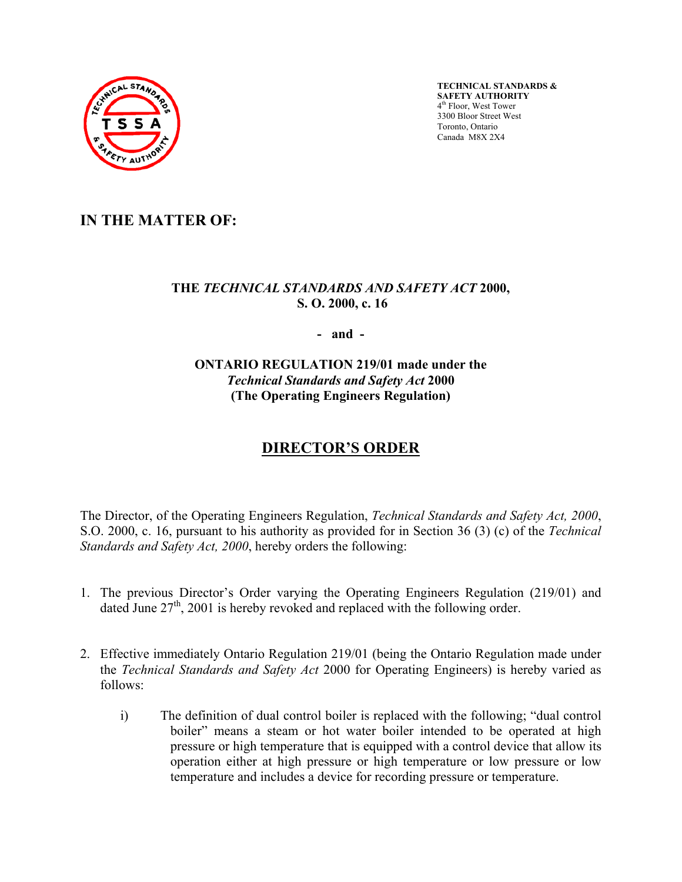**TECHNICAL STANDARDS & SAFETY AUTHORITY**
4th Floor, West Tower
3300 Bloor Street West
Toronto, Ontario
Canada M8X 2X4

# IN THE MATTER OF:

**THE *TECHNICAL STANDARDS AND SAFETY ACT* 2000, S. O. 2000, c. 16**

**- and -**

**ONTARIO REGULATION 219/01 made under the *Technical Standards and Safety Act* 2000 (The Operating Engineers Regulation)**

## DIRECTOR'S ORDER

The Director, of the Operating Engineers Regulation, *Technical Standards and Safety Act, 2000*, S.O. 2000, c. 16, pursuant to his authority as provided for in Section 36 (3) (c) of the *Technical Standards and Safety Act, 2000*, hereby orders the following:

1. The previous Director's Order varying the Operating Engineers Regulation (219/01) and dated June 27th, 2001 is hereby revoked and replaced with the following order.

2. Effective immediately Ontario Regulation 219/01 (being the Ontario Regulation made under the *Technical Standards and Safety Act* 2000 for Operating Engineers) is hereby varied as follows:

   i) The definition of dual control boiler is replaced with the following; "dual control boiler" means a steam or hot water boiler intended to be operated at high pressure or high temperature that is equipped with a control device that allow its operation either at high pressure or high temperature or low pressure or low temperature and includes a device for recording pressure or temperature.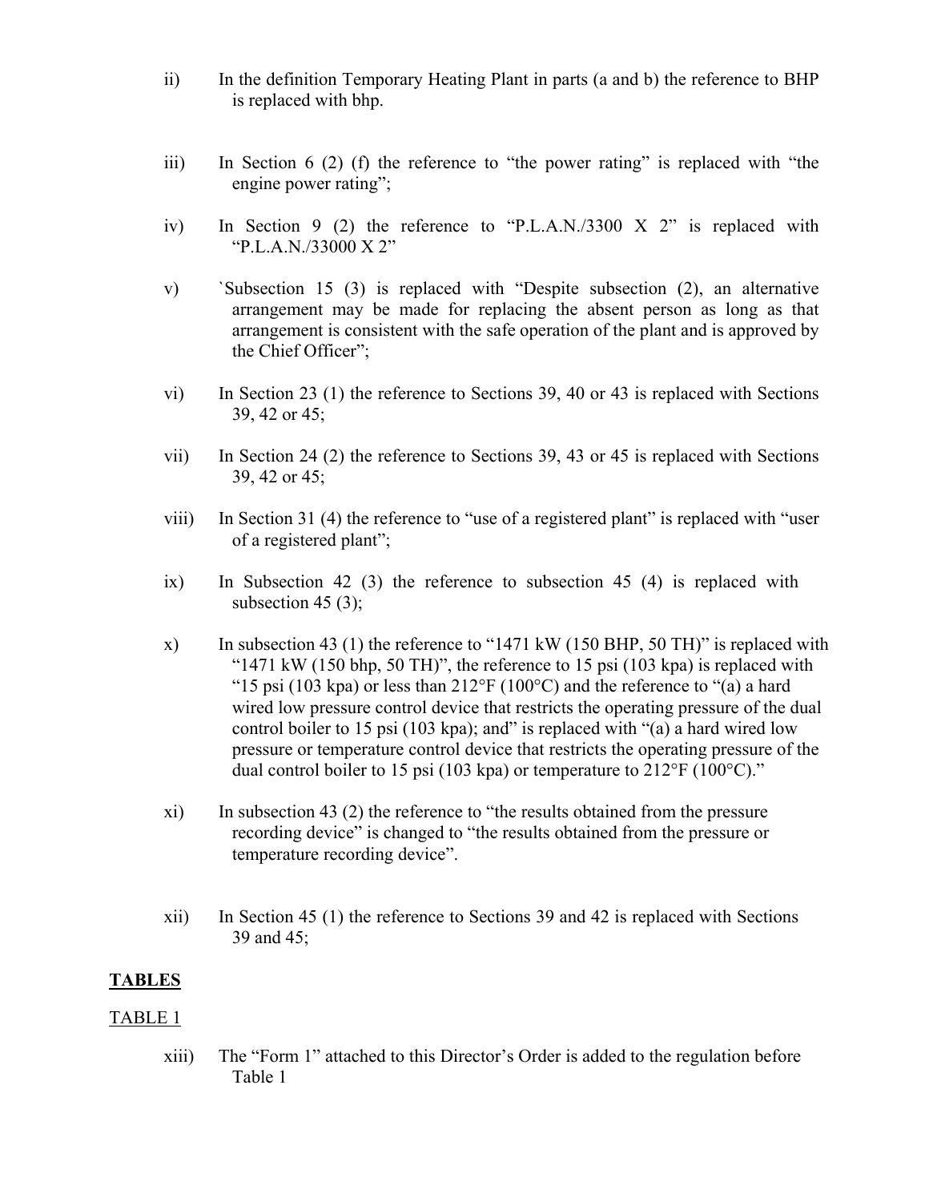ii) In the definition Temporary Heating Plant in parts (a and b) the reference to BHP is replaced with bhp.

iii) In Section 6 (2) (f) the reference to "the power rating" is replaced with "the engine power rating";

iv) In Section 9 (2) the reference to "P.L.A.N./3300 X 2" is replaced with "P.L.A.N./33000 X 2"

v) `Subsection 15 (3) is replaced with "Despite subsection (2), an alternative arrangement may be made for replacing the absent person as long as that arrangement is consistent with the safe operation of the plant and is approved by the Chief Officer";

vi) In Section 23 (1) the reference to Sections 39, 40 or 43 is replaced with Sections 39, 42 or 45;

vii) In Section 24 (2) the reference to Sections 39, 43 or 45 is replaced with Sections 39, 42 or 45;

viii) In Section 31 (4) the reference to "use of a registered plant" is replaced with "user of a registered plant";

ix) In Subsection 42 (3) the reference to subsection 45 (4) is replaced with subsection 45 (3);

x) In subsection 43 (1) the reference to "1471 kW (150 BHP, 50 TH)" is replaced with "1471 kW (150 bhp, 50 TH)", the reference to 15 psi (103 kpa) is replaced with "15 psi (103 kpa) or less than 212°F (100°C) and the reference to "(a) a hard wired low pressure control device that restricts the operating pressure of the dual control boiler to 15 psi (103 kpa); and" is replaced with "(a) a hard wired low pressure or temperature control device that restricts the operating pressure of the dual control boiler to 15 psi (103 kpa) or temperature to 212°F (100°C)."

xi) In subsection 43 (2) the reference to "the results obtained from the pressure recording device" is changed to "the results obtained from the pressure or temperature recording device".

xii) In Section 45 (1) the reference to Sections 39 and 42 is replaced with Sections 39 and 45;

**TABLES**

TABLE 1

xiii) The "Form 1" attached to this Director's Order is added to the regulation before Table 1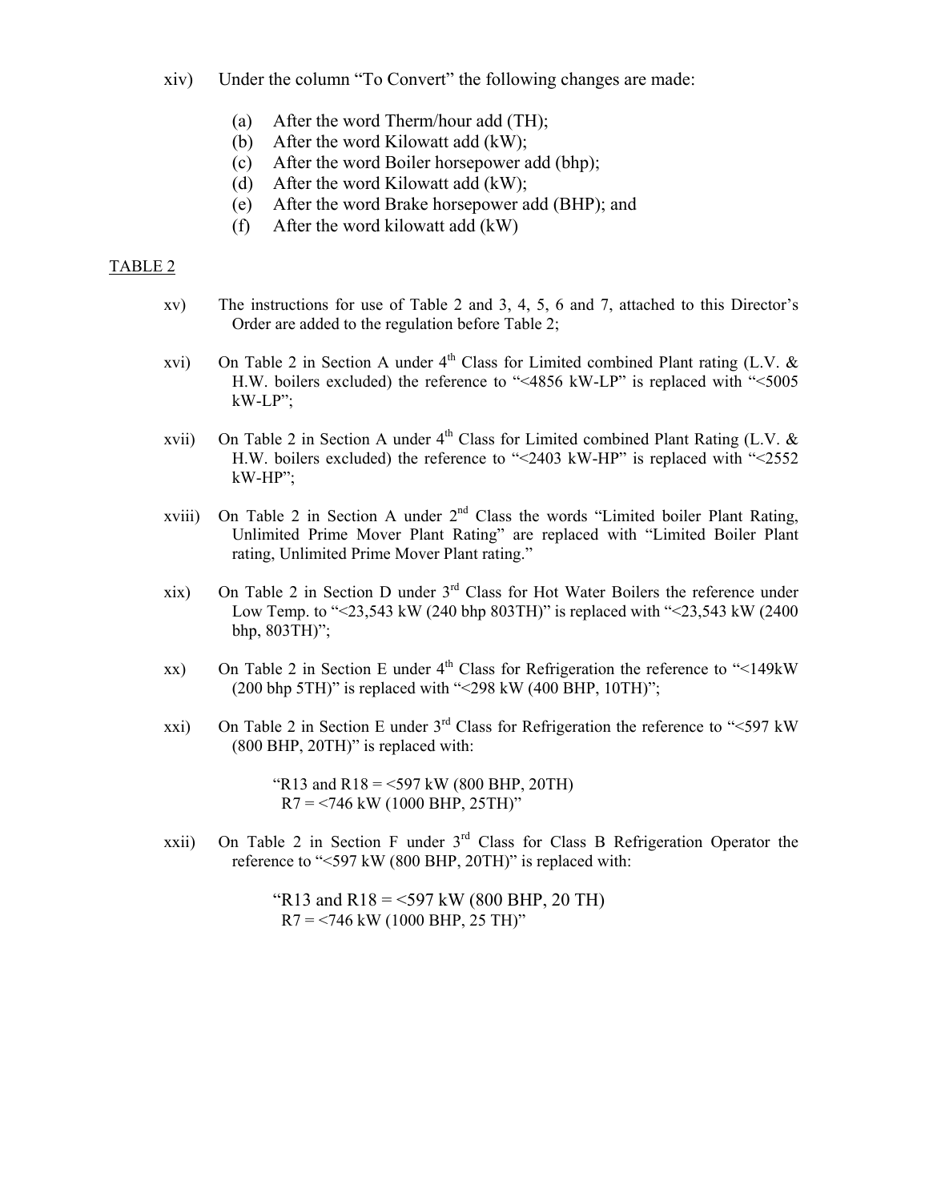xiv) Under the column "To Convert" the following changes are made:

(a) After the word Therm/hour add (TH);
(b) After the word Kilowatt add (kW);
(c) After the word Boiler horsepower add (bhp);
(d) After the word Kilowatt add (kW);
(e) After the word Brake horsepower add (BHP); and
(f) After the word kilowatt add (kW)

<u>TABLE 2</u>

xv) The instructions for use of Table 2 and 3, 4, 5, 6 and 7, attached to this Director's Order are added to the regulation before Table 2;

xvi) On Table 2 in Section A under 4th Class for Limited combined Plant rating (L.V. & H.W. boilers excluded) the reference to "<4856 kW-LP" is replaced with "<5005 kW-LP";

xvii) On Table 2 in Section A under 4th Class for Limited combined Plant Rating (L.V. & H.W. boilers excluded) the reference to "<2403 kW-HP" is replaced with "<2552 kW-HP";

xviii) On Table 2 in Section A under 2nd Class the words "Limited boiler Plant Rating, Unlimited Prime Mover Plant Rating" are replaced with "Limited Boiler Plant rating, Unlimited Prime Mover Plant rating."

xix) On Table 2 in Section D under 3rd Class for Hot Water Boilers the reference under Low Temp. to "<23,543 kW (240 bhp 803TH)" is replaced with "<23,543 kW (2400 bhp, 803TH)";

xx) On Table 2 in Section E under 4th Class for Refrigeration the reference to "<149kW (200 bhp 5TH)" is replaced with "<298 kW (400 BHP, 10TH)";

xxi) On Table 2 in Section E under 3rd Class for Refrigeration the reference to "<597 kW (800 BHP, 20TH)" is replaced with:

> "R13 and R18 = <597 kW (800 BHP, 20TH)
> R7 = <746 kW (1000 BHP, 25TH)"

xxii) On Table 2 in Section F under 3rd Class for Class B Refrigeration Operator the reference to "<597 kW (800 BHP, 20TH)" is replaced with:

> "R13 and R18 = <597 kW (800 BHP, 20 TH)
> R7 = <746 kW (1000 BHP, 25 TH)"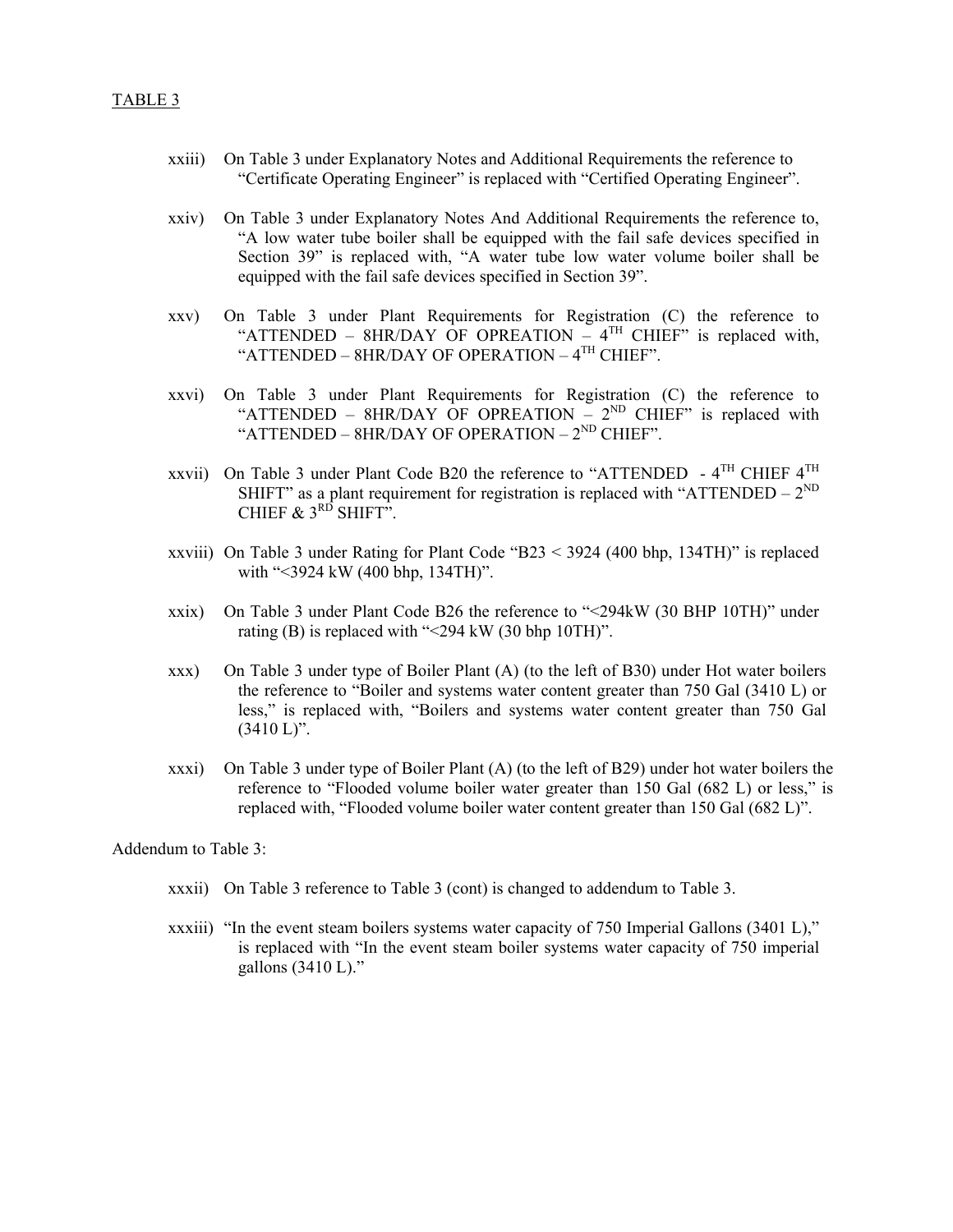TABLE 3

xxiii) On Table 3 under Explanatory Notes and Additional Requirements the reference to "Certificate Operating Engineer" is replaced with "Certified Operating Engineer".

xxiv) On Table 3 under Explanatory Notes And Additional Requirements the reference to, "A low water tube boiler shall be equipped with the fail safe devices specified in Section 39" is replaced with, "A water tube low water volume boiler shall be equipped with the fail safe devices specified in Section 39".

xxv) On Table 3 under Plant Requirements for Registration (C) the reference to "ATTENDED – 8HR/DAY OF OPREATION – $4^{TH}$ CHIEF" is replaced with, "ATTENDED – 8HR/DAY OF OPERATION – $4^{TH}$ CHIEF".

xxvi) On Table 3 under Plant Requirements for Registration (C) the reference to "ATTENDED – 8HR/DAY OF OPREATION – $2^{ND}$ CHIEF" is replaced with "ATTENDED – 8HR/DAY OF OPERATION – $2^{ND}$ CHIEF".

xxvii) On Table 3 under Plant Code B20 the reference to "ATTENDED - $4^{TH}$ CHIEF $4^{TH}$ SHIFT" as a plant requirement for registration is replaced with "ATTENDED – $2^{ND}$ CHIEF & $3^{RD}$ SHIFT".

xxviii) On Table 3 under Rating for Plant Code "B23 < 3924 (400 bhp, 134TH)" is replaced with "<3924 kW (400 bhp, 134TH)".

xxix) On Table 3 under Plant Code B26 the reference to "<294kW (30 BHP 10TH)" under rating (B) is replaced with "<294 kW (30 bhp 10TH)".

xxx) On Table 3 under type of Boiler Plant (A) (to the left of B30) under Hot water boilers the reference to "Boiler and systems water content greater than 750 Gal (3410 L) or less," is replaced with, "Boilers and systems water content greater than 750 Gal (3410 L)".

xxxi) On Table 3 under type of Boiler Plant (A) (to the left of B29) under hot water boilers the reference to "Flooded volume boiler water greater than 150 Gal (682 L) or less," is replaced with, "Flooded volume boiler water content greater than 150 Gal (682 L)".

Addendum to Table 3:

xxxii) On Table 3 reference to Table 3 (cont) is changed to addendum to Table 3.

xxxiii) "In the event steam boilers systems water capacity of 750 Imperial Gallons (3401 L)," is replaced with "In the event steam boiler systems water capacity of 750 imperial gallons (3410 L)."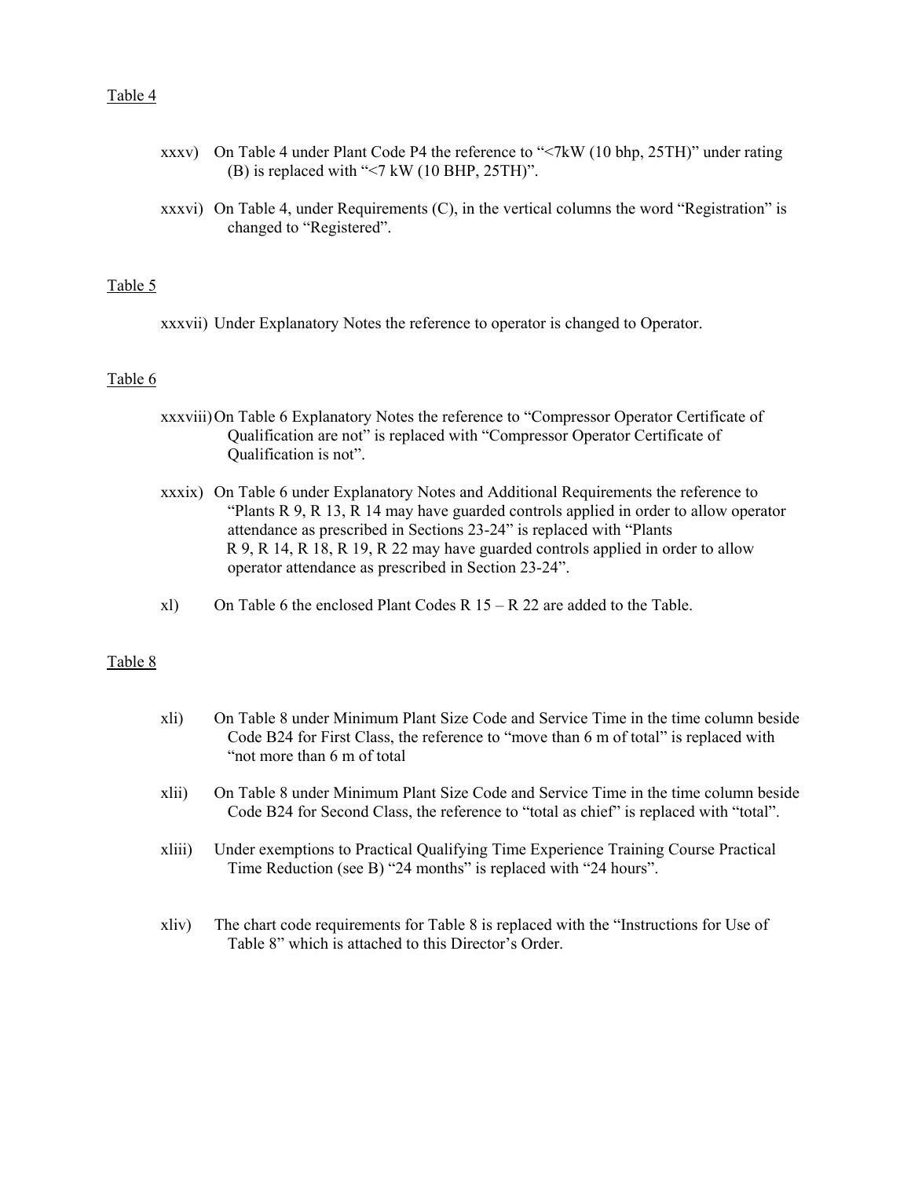Table 4

xxxv) On Table 4 under Plant Code P4 the reference to "<7kW (10 bhp, 25TH)" under rating (B) is replaced with "<7 kW (10 BHP, 25TH)".

xxxvi) On Table 4, under Requirements (C), in the vertical columns the word "Registration" is changed to "Registered".

Table 5

xxxvii) Under Explanatory Notes the reference to operator is changed to Operator.

Table 6

xxxviii) On Table 6 Explanatory Notes the reference to "Compressor Operator Certificate of Qualification are not" is replaced with "Compressor Operator Certificate of Qualification is not".

xxxix) On Table 6 under Explanatory Notes and Additional Requirements the reference to "Plants R 9, R 13, R 14 may have guarded controls applied in order to allow operator attendance as prescribed in Sections 23-24" is replaced with "Plants R 9, R 14, R 18, R 19, R 22 may have guarded controls applied in order to allow operator attendance as prescribed in Section 23-24".

xl) On Table 6 the enclosed Plant Codes R 15 – R 22 are added to the Table.

Table 8

xli) On Table 8 under Minimum Plant Size Code and Service Time in the time column beside Code B24 for First Class, the reference to "move than 6 m of total" is replaced with "not more than 6 m of total

xlii) On Table 8 under Minimum Plant Size Code and Service Time in the time column beside Code B24 for Second Class, the reference to "total as chief" is replaced with "total".

xliii) Under exemptions to Practical Qualifying Time Experience Training Course Practical Time Reduction (see B) "24 months" is replaced with "24 hours".

xliv) The chart code requirements for Table 8 is replaced with the "Instructions for Use of Table 8" which is attached to this Director's Order.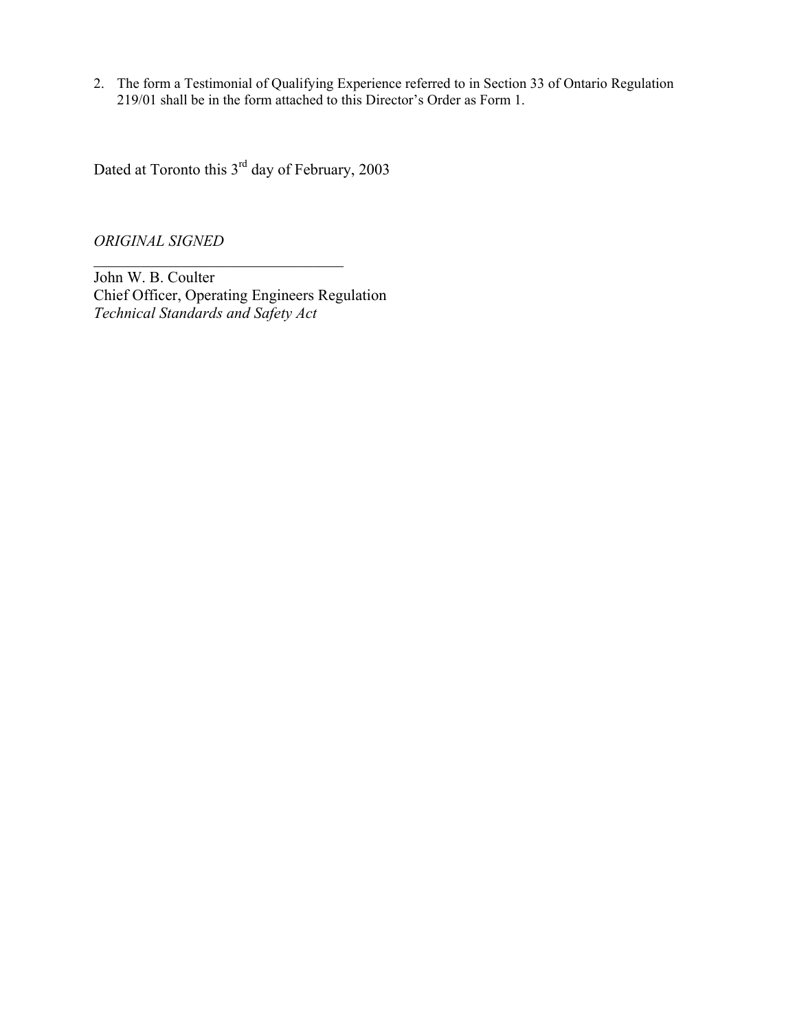2. The form a Testimonial of Qualifying Experience referred to in Section 33 of Ontario Regulation 219/01 shall be in the form attached to this Director's Order as Form 1.

Dated at Toronto this 3rd day of February, 2003

*ORIGINAL SIGNED*

\_\_\_\_\_\_\_\_\_\_\_\_\_\_\_\_\_\_\_\_\_\_\_\_\_\_\_\_\_\_\_\_

John W. B. Coulter
Chief Officer, Operating Engineers Regulation
*Technical Standards and Safety Act*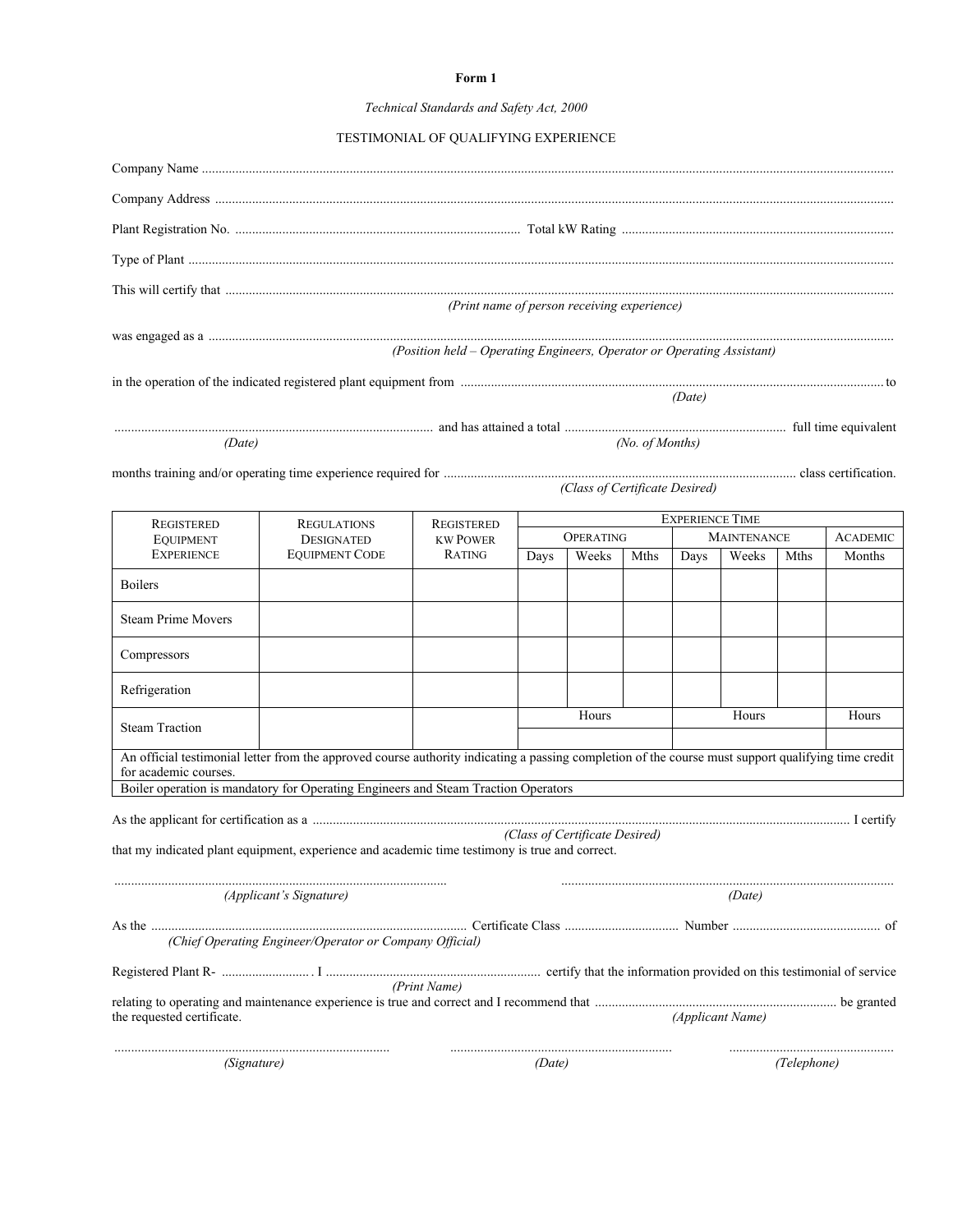**Form 1**

*Technical Standards and Safety Act, 2000*

TESTIMONIAL OF QUALIFYING EXPERIENCE

Company Name ..........................................................................................................................................................................................................

Company Address ......................................................................................................................................................................................................

Plant Registration No. ..................................................................................... Total kW Rating .................................................................................

Type of Plant ...............................................................................................................................................................................................................

This will certify that .....................................................................................................................................................................................................
*(Print name of person receiving experience)*

was engaged as a ........................................................................................................................................................................................................
*(Position held – Operating Engineers, Operator or Operating Assistant)*

in the operation of the indicated registered plant equipment from ............................................................................................................................. to
*(Date)*

............................................................................................... and has attained a total .................................................................. full time equivalent
*(Date)* *(No. of Months)*

months training and/or operating time experience required for .......................................................................................................... class certification.
*(Class of Certificate Desired)*

| Registered Equipment Experience | Regulations Designated Equipment Code | Registered kW Power Rating | Experience Time | | | | | | |
|---|---|---|---|---|---|---|---|---|---|
| | | | Operating | | | Maintenance | | | Academic |
| | | | Days | Weeks | Mths | Days | Weeks | Mths | Months |
| Boilers | | | | | | | | | |
| Steam Prime Movers | | | | | | | | | |
| Compressors | | | | | | | | | |
| Refrigeration | | | | | | | | | |
| Steam Traction | | | Hours | | | Hours | | | Hours |
| | | | | | | | | | |
| An official testimonial letter from the approved course authority indicating a passing completion of the course must support qualifying time credit for academic courses. | | | | | | | | | |
| Boiler operation is mandatory for Operating Engineers and Steam Traction Operators | | | | | | | | | |

As the applicant for certification as a ................................................................................................................................................................ I certify
*(Class of Certificate Desired)*
that my indicated plant equipment, experience and academic time testimony is true and correct.

................................................................................................... ...................................................................................................
*(Applicant's Signature)* *(Date)*

As the ............................................................................................... Certificate Class .................................. Number ............................................ of
*(Chief Operating Engineer/Operator or Company Official)*

Registered Plant R- .......................... . I ................................................................ certify that the information provided on this testimonial of service
*(Print Name)*
relating to operating and maintenance experience is true and correct and I recommend that ....................................................................... be granted the requested certificate.
*(Applicant Name)*

................................................................................. .................................................................. .................................................
*(Signature)* *(Date)* *(Telephone)*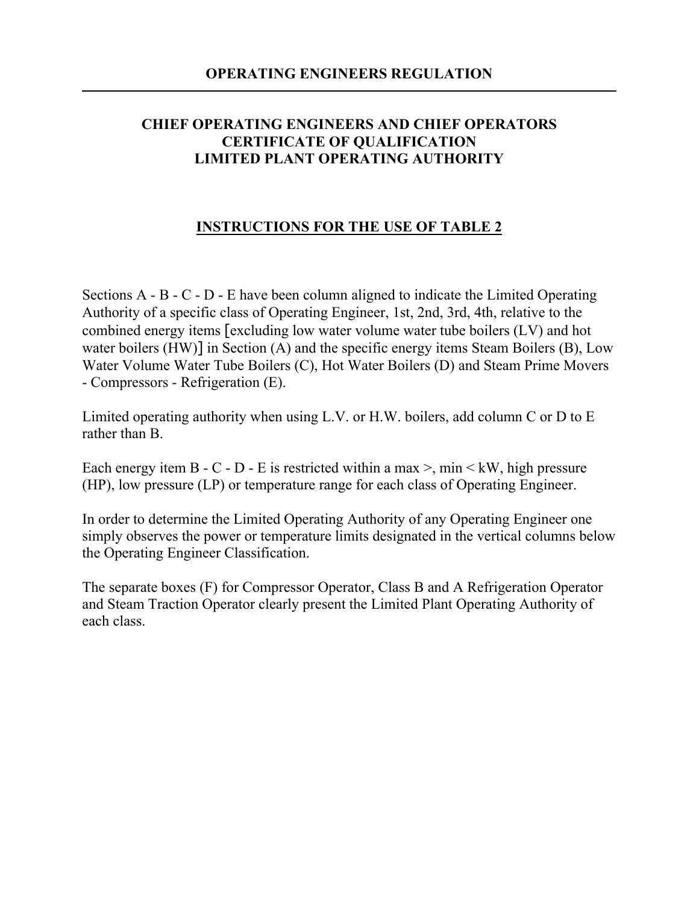# OPERATING ENGINEERS REGULATION

---

## CHIEF OPERATING ENGINEERS AND CHIEF OPERATORS CERTIFICATE OF QUALIFICATION LIMITED PLANT OPERATING AUTHORITY

### INSTRUCTIONS FOR THE USE OF TABLE 2

Sections A - B - C - D - E have been column aligned to indicate the Limited Operating Authority of a specific class of Operating Engineer, 1st, 2nd, 3rd, 4th, relative to the combined energy items [excluding low water volume water tube boilers (LV) and hot water boilers (HW)] in Section (A) and the specific energy items Steam Boilers (B), Low Water Volume Water Tube Boilers (C), Hot Water Boilers (D) and Steam Prime Movers - Compressors - Refrigeration (E).

Limited operating authority when using L.V. or H.W. boilers, add column C or D to E rather than B.

Each energy item B - C - D - E is restricted within a max >, min < kW, high pressure (HP), low pressure (LP) or temperature range for each class of Operating Engineer.

In order to determine the Limited Operating Authority of any Operating Engineer one simply observes the power or temperature limits designated in the vertical columns below the Operating Engineer Classification.

The separate boxes (F) for Compressor Operator, Class B and A Refrigeration Operator and Steam Traction Operator clearly present the Limited Plant Operating Authority of each class.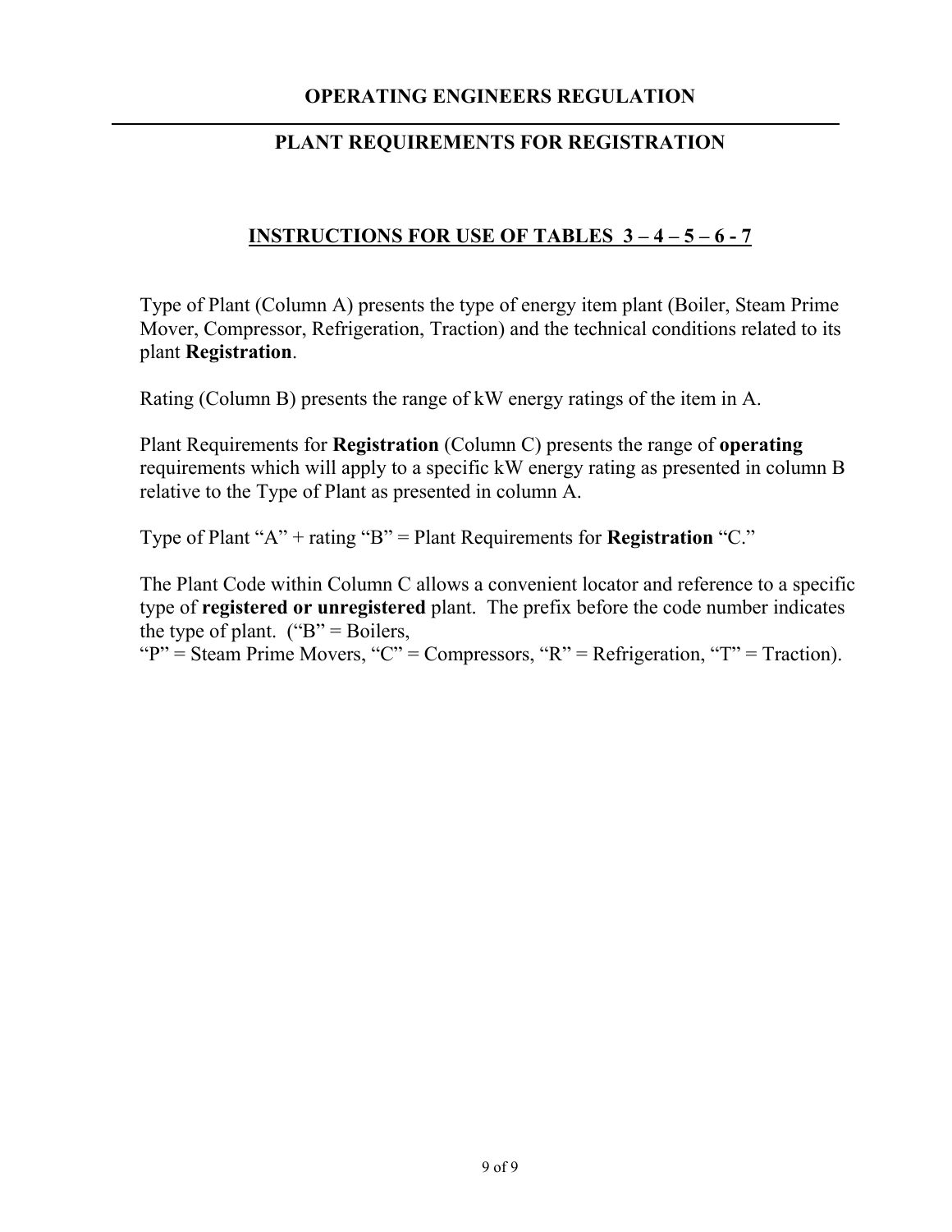# OPERATING ENGINEERS REGULATION

## PLANT REQUIREMENTS FOR REGISTRATION

### INSTRUCTIONS FOR USE OF TABLES 3 – 4 – 5 – 6 - 7

Type of Plant (Column A) presents the type of energy item plant (Boiler, Steam Prime Mover, Compressor, Refrigeration, Traction) and the technical conditions related to its plant **Registration**.

Rating (Column B) presents the range of kW energy ratings of the item in A.

Plant Requirements for **Registration** (Column C) presents the range of **operating** requirements which will apply to a specific kW energy rating as presented in column B relative to the Type of Plant as presented in column A.

Type of Plant "A" + rating "B" = Plant Requirements for **Registration** "C."

The Plant Code within Column C allows a convenient locator and reference to a specific type of **registered or unregistered** plant. The prefix before the code number indicates the type of plant. ("B" = Boilers,
"P" = Steam Prime Movers, "C" = Compressors, "R" = Refrigeration, "T" = Traction).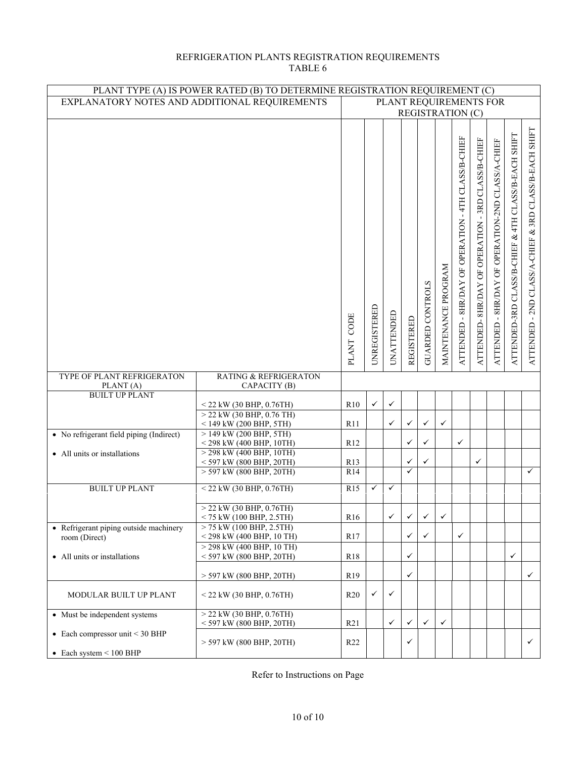REFRIGERATION PLANTS REGISTRATION REQUIREMENTS
TABLE 6

| PLANT TYPE (A) IS POWER RATED (B) TO DETERMINE REGISTRATION REQUIREMENT (C) | | | | | | | | | | | | | |
|---|---|---|---|---|---|---|---|---|---|---|---|---|---|
| EXPLANATORY NOTES AND ADDITIONAL REQUIREMENTS | | PLANT REQUIREMENTS FOR REGISTRATION (C) | | | | | | | | | | | |
| | | PLANT CODE | UNREGISTERED | UNATTENDED | REGISTERED | GUARDED CONTROLS | MAINTENANCE PROGRAM | ATTENDED - 8HR/DAY OF OPERATION - 4TH CLASS/B-CHIEF | ATTENDED- 8HR/DAY OF OPERATION - 3RD CLASS/B-CHIEF | ATTENDED - 8HR/DAY OF OPERATION-2ND CLASS/A-CHIEF | ATTENDED-3RD CLASS/B-CHIEF & 4TH CLASS/B-EACH SHIFT | ATTENDED - 2ND CLASS/A-CHIEF & 3RD CLASS/B-EACH SHIFT |
| TYPE OF PLANT REFRIGERATON PLANT (A) | RATING & REFRIGERATON CAPACITY (B) | | | | | | | | | | | | |
| BUILT UP PLANT | < 22 kW (30 BHP, 0.76TH) | R10 | ✓ | ✓ | | | | | | | | |
| | > 22 kW (30 BHP, 0.76 TH) < 149 kW (200 BHP, 5TH) | R11 | | ✓ | ✓ | ✓ | ✓ | | | | | |
| • No refrigerant field piping (Indirect) | > 149 kW (200 BHP, 5TH) < 298 kW (400 BHP, 10TH) | R12 | | | ✓ | ✓ | | ✓ | | | | |
| • All units or installations | > 298 kW (400 BHP, 10TH) < 597 kW (800 BHP, 20TH) | R13 | | | ✓ | ✓ | | | ✓ | | | |
| | > 597 kW (800 BHP, 20TH) | R14 | | | ✓ | | | | | | | ✓ |
| BUILT UP PLANT | < 22 kW (30 BHP, 0.76TH) | R15 | ✓ | ✓ | | | | | | | | |
| | > 22 kW (30 BHP, 0.76TH) < 75 kW (100 BHP, 2.5TH) | R16 | | ✓ | ✓ | ✓ | ✓ | | | | | |
| • Refrigerant piping outside machinery room (Direct) | > 75 kW (100 BHP, 2.5TH) < 298 kW (400 BHP, 10 TH) | R17 | | | ✓ | ✓ | | ✓ | | | | |
| • All units or installations | > 298 kW (400 BHP, 10 TH) < 597 kW (800 BHP, 20TH) | R18 | | | ✓ | | | | | | ✓ | |
| | > 597 kW (800 BHP, 20TH) | R19 | | | ✓ | | | | | | | ✓ |
| MODULAR BUILT UP PLANT | < 22 kW (30 BHP, 0.76TH) | R20 | ✓ | ✓ | | | | | | | | |
| • Must be independent systems | > 22 kW (30 BHP, 0.76TH) < 597 kW (800 BHP, 20TH) | R21 | | ✓ | ✓ | ✓ | ✓ | | | | | |
| • Each compressor unit < 30 BHP<br>• Each system < 100 BHP | > 597 kW (800 BHP, 20TH) | R22 | | | ✓ | | | | | | | ✓ |

Refer to Instructions on Page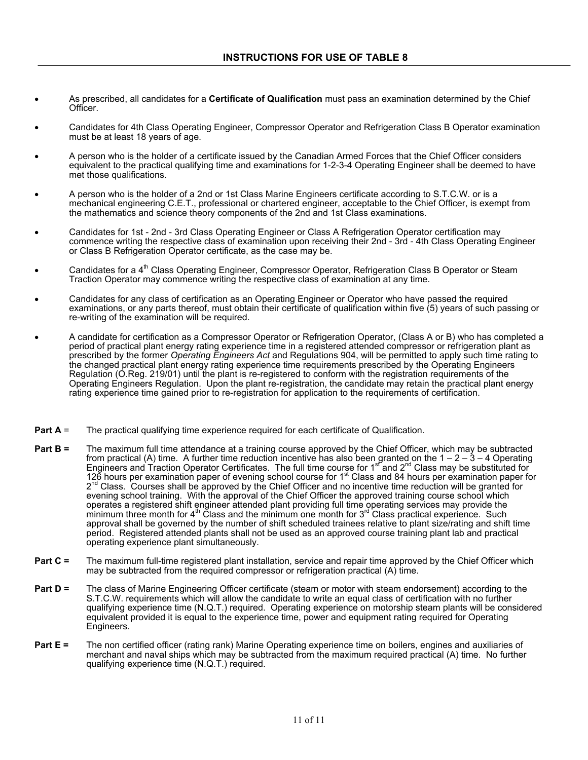## INSTRUCTIONS FOR USE OF TABLE 8

- As prescribed, all candidates for a **Certificate of Qualification** must pass an examination determined by the Chief Officer.
- Candidates for 4th Class Operating Engineer, Compressor Operator and Refrigeration Class B Operator examination must be at least 18 years of age.
- A person who is the holder of a certificate issued by the Canadian Armed Forces that the Chief Officer considers equivalent to the practical qualifying time and examinations for 1-2-3-4 Operating Engineer shall be deemed to have met those qualifications.
- A person who is the holder of a 2nd or 1st Class Marine Engineers certificate according to S.T.C.W. or is a mechanical engineering C.E.T., professional or chartered engineer, acceptable to the Chief Officer, is exempt from the mathematics and science theory components of the 2nd and 1st Class examinations.
- Candidates for 1st - 2nd - 3rd Class Operating Engineer or Class A Refrigeration Operator certification may commence writing the respective class of examination upon receiving their 2nd - 3rd - 4th Class Operating Engineer or Class B Refrigeration Operator certificate, as the case may be.
- Candidates for a 4th Class Operating Engineer, Compressor Operator, Refrigeration Class B Operator or Steam Traction Operator may commence writing the respective class of examination at any time.
- Candidates for any class of certification as an Operating Engineer or Operator who have passed the required examinations, or any parts thereof, must obtain their certificate of qualification within five (5) years of such passing or re-writing of the examination will be required.
- A candidate for certification as a Compressor Operator or Refrigeration Operator, (Class A or B) who has completed a period of practical plant energy rating experience time in a registered attended compressor or refrigeration plant as prescribed by the former *Operating Engineers Act* and Regulations 904, will be permitted to apply such time rating to the changed practical plant energy rating experience time requirements prescribed by the Operating Engineers Regulation (O.Reg. 219/01) until the plant is re-registered to conform with the registration requirements of the Operating Engineers Regulation. Upon the plant re-registration, the candidate may retain the practical plant energy rating experience time gained prior to re-registration for application to the requirements of certification.

**Part A** = The practical qualifying time experience required for each certificate of Qualification.

**Part B =** The maximum full time attendance at a training course approved by the Chief Officer, which may be subtracted from practical (A) time. A further time reduction incentive has also been granted on the 1 – 2 – 3 – 4 Operating Engineers and Traction Operator Certificates. The full time course for 1st and 2nd Class may be substituted for 126 hours per examination paper of evening school course for 1st Class and 84 hours per examination paper for 2nd Class. Courses shall be approved by the Chief Officer and no incentive time reduction will be granted for evening school training. With the approval of the Chief Officer the approved training course school which operates a registered shift engineer attended plant providing full time operating services may provide the minimum three month for 4th Class and the minimum one month for 3rd Class practical experience. Such approval shall be governed by the number of shift scheduled trainees relative to plant size/rating and shift time period. Registered attended plants shall not be used as an approved course training plant lab and practical operating experience plant simultaneously.

**Part C =** The maximum full-time registered plant installation, service and repair time approved by the Chief Officer which may be subtracted from the required compressor or refrigeration practical (A) time.

**Part D =** The class of Marine Engineering Officer certificate (steam or motor with steam endorsement) according to the S.T.C.W. requirements which will allow the candidate to write an equal class of certification with no further qualifying experience time (N.Q.T.) required. Operating experience on motorship steam plants will be considered equivalent provided it is equal to the experience time, power and equipment rating required for Operating Engineers.

**Part E =** The non certified officer (rating rank) Marine Operating experience time on boilers, engines and auxiliaries of merchant and naval ships which may be subtracted from the maximum required practical (A) time. No further qualifying experience time (N.Q.T.) required.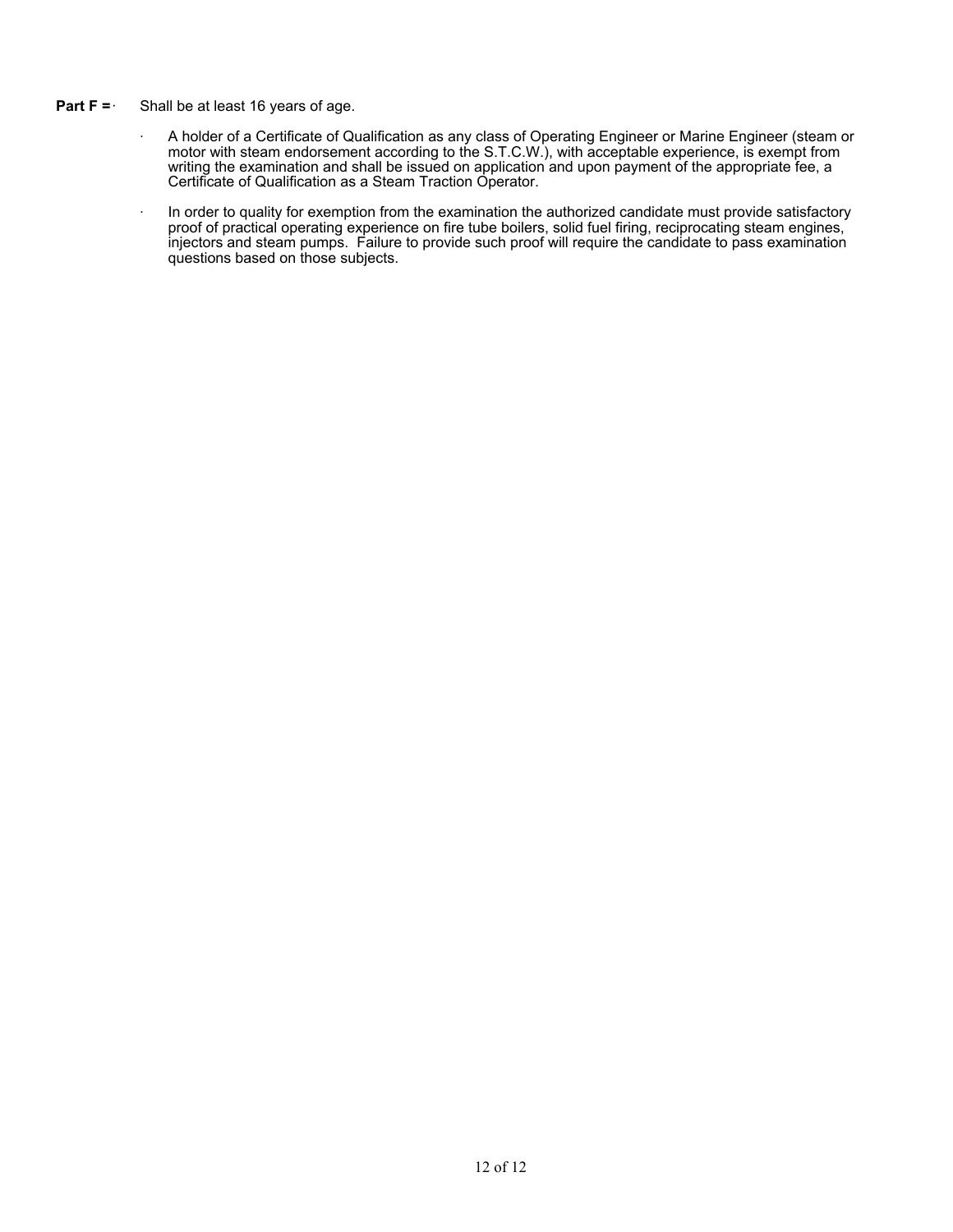**Part F =**

- Shall be at least 16 years of age.
- A holder of a Certificate of Qualification as any class of Operating Engineer or Marine Engineer (steam or motor with steam endorsement according to the S.T.C.W.), with acceptable experience, is exempt from writing the examination and shall be issued on application and upon payment of the appropriate fee, a Certificate of Qualification as a Steam Traction Operator.
- In order to quality for exemption from the examination the authorized candidate must provide satisfactory proof of practical operating experience on fire tube boilers, solid fuel firing, reciprocating steam engines, injectors and steam pumps. Failure to provide such proof will require the candidate to pass examination questions based on those subjects.